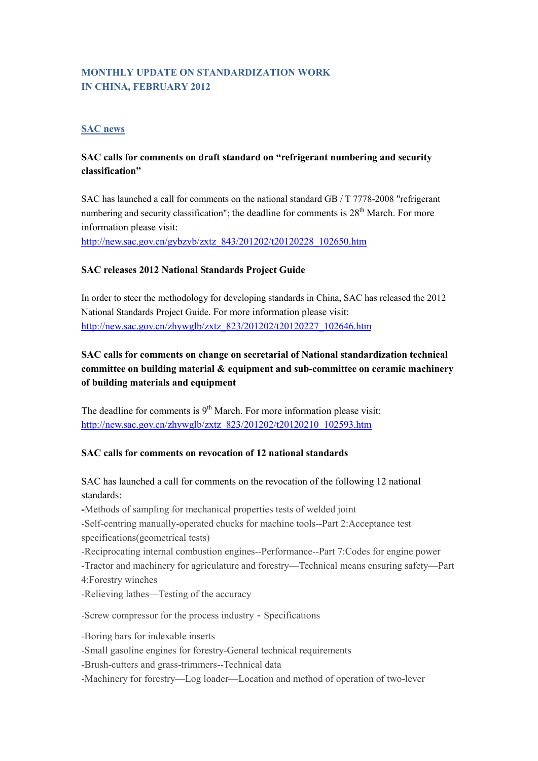# MONTHLY UPDATE ON STANDARDIZATION WORK IN CHINA, FEBRUARY 2012

## SAC news

### SAC calls for comments on draft standard on "refrigerant numbering and security classification"

SAC has launched a call for comments on the national standard GB / T 7778-2008 "refrigerant numbering and security classification"; the deadline for comments is 28th March. For more information please visit:
http://new.sac.gov.cn/gybzyb/zxtz_843/201202/t20120228_102650.htm

### SAC releases 2012 National Standards Project Guide

In order to steer the methodology for developing standards in China, SAC has released the 2012 National Standards Project Guide. For more information please visit:
http://new.sac.gov.cn/zhywglb/zxtz_823/201202/t20120227_102646.htm

### SAC calls for comments on change on secretarial of National standardization technical committee on building material & equipment and sub-committee on ceramic machinery of building materials and equipment

The deadline for comments is 9th March. For more information please visit:
http://new.sac.gov.cn/zhywglb/zxtz_823/201202/t20120210_102593.htm

### SAC calls for comments on revocation of 12 national standards

SAC has launched a call for comments on the revocation of the following 12 national standards:

- Methods of sampling for mechanical properties tests of welded joint
- Self-centring manually-operated chucks for machine tools--Part 2:Acceptance test specifications(geometrical tests)
- Reciprocating internal combustion engines--Performance--Part 7:Codes for engine power
- Tractor and machinery for agriculature and forestry—Technical means ensuring safety—Part 4:Forestry winches
- Relieving lathes—Testing of the accuracy
- Screw compressor for the process industry - Specifications
- Boring bars for indexable inserts
- Small gasoline engines for forestry-General technical requirements
- Brush-cutters and grass-trimmers--Technical data
- Machinery for forestry—Log loader—Location and method of operation of two-lever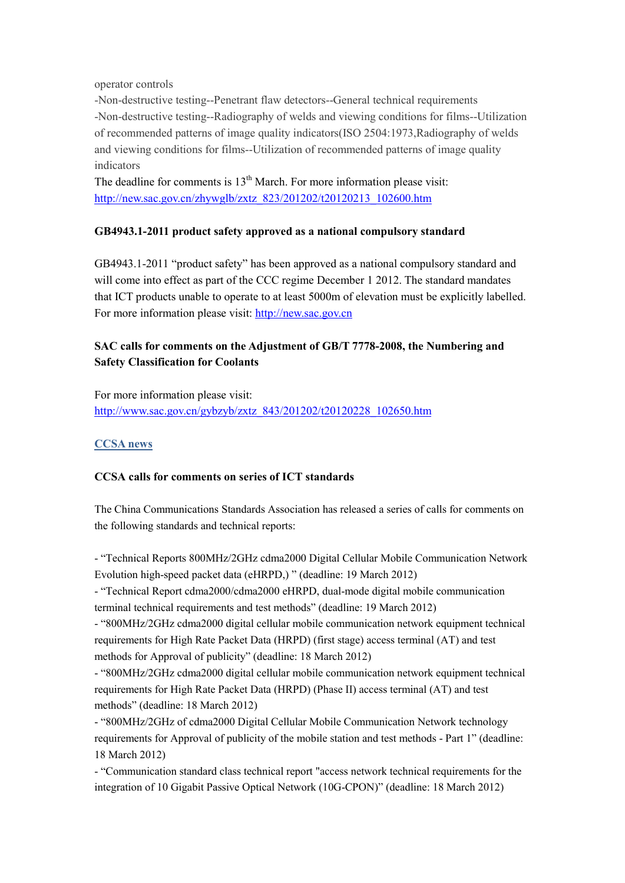operator controls
-Non-destructive testing--Penetrant flaw detectors--General technical requirements
-Non-destructive testing--Radiography of welds and viewing conditions for films--Utilization of recommended patterns of image quality indicators(ISO 2504:1973,Radiography of welds and viewing conditions for films--Utilization of recommended patterns of image quality indicators

The deadline for comments is 13th March. For more information please visit: http://new.sac.gov.cn/zhywglb/zxtz_823/201202/t20120213_102600.htm

**GB4943.1-2011 product safety approved as a national compulsory standard**

GB4943.1-2011 "product safety" has been approved as a national compulsory standard and will come into effect as part of the CCC regime December 1 2012. The standard mandates that ICT products unable to operate to at least 5000m of elevation must be explicitly labelled. For more information please visit: http://new.sac.gov.cn

**SAC calls for comments on the Adjustment of GB/T 7778-2008, the Numbering and Safety Classification for Coolants**

For more information please visit:
http://www.sac.gov.cn/gybzyb/zxtz_843/201202/t20120228_102650.htm

## CCSA news

**CCSA calls for comments on series of ICT standards**

The China Communications Standards Association has released a series of calls for comments on the following standards and technical reports:

- "Technical Reports 800MHz/2GHz cdma2000 Digital Cellular Mobile Communication Network Evolution high-speed packet data (eHRPD,) " (deadline: 19 March 2012)
- "Technical Report cdma2000/cdma2000 eHRPD, dual-mode digital mobile communication terminal technical requirements and test methods" (deadline: 19 March 2012)
- "800MHz/2GHz cdma2000 digital cellular mobile communication network equipment technical requirements for High Rate Packet Data (HRPD) (first stage) access terminal (AT) and test methods for Approval of publicity" (deadline: 18 March 2012)
- "800MHz/2GHz cdma2000 digital cellular mobile communication network equipment technical requirements for High Rate Packet Data (HRPD) (Phase II) access terminal (AT) and test methods" (deadline: 18 March 2012)
- "800MHz/2GHz of cdma2000 Digital Cellular Mobile Communication Network technology requirements for Approval of publicity of the mobile station and test methods - Part 1" (deadline: 18 March 2012)
- "Communication standard class technical report "access network technical requirements for the integration of 10 Gigabit Passive Optical Network (10G-CPON)" (deadline: 18 March 2012)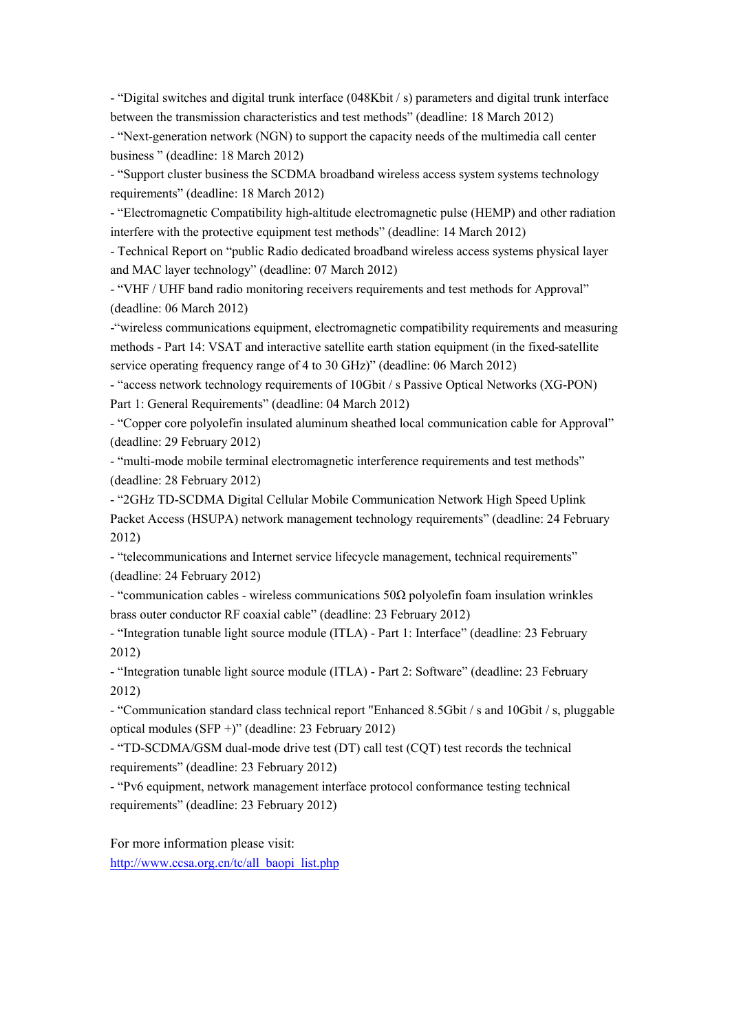- "Digital switches and digital trunk interface (048Kbit / s) parameters and digital trunk interface between the transmission characteristics and test methods" (deadline: 18 March 2012)
- "Next-generation network (NGN) to support the capacity needs of the multimedia call center business " (deadline: 18 March 2012)
- "Support cluster business the SCDMA broadband wireless access system systems technology requirements" (deadline: 18 March 2012)
- "Electromagnetic Compatibility high-altitude electromagnetic pulse (HEMP) and other radiation interfere with the protective equipment test methods" (deadline: 14 March 2012)
- Technical Report on "public Radio dedicated broadband wireless access systems physical layer and MAC layer technology" (deadline: 07 March 2012)
- "VHF / UHF band radio monitoring receivers requirements and test methods for Approval" (deadline: 06 March 2012)
-"wireless communications equipment, electromagnetic compatibility requirements and measuring methods - Part 14: VSAT and interactive satellite earth station equipment (in the fixed-satellite service operating frequency range of 4 to 30 GHz)" (deadline: 06 March 2012)
- "access network technology requirements of 10Gbit / s Passive Optical Networks (XG-PON) Part 1: General Requirements" (deadline: 04 March 2012)
- "Copper core polyolefin insulated aluminum sheathed local communication cable for Approval" (deadline: 29 February 2012)
- "multi-mode mobile terminal electromagnetic interference requirements and test methods" (deadline: 28 February 2012)
- "2GHz TD-SCDMA Digital Cellular Mobile Communication Network High Speed Uplink Packet Access (HSUPA) network management technology requirements" (deadline: 24 February 2012)
- "telecommunications and Internet service lifecycle management, technical requirements" (deadline: 24 February 2012)
- "communication cables - wireless communications 50Ω polyolefin foam insulation wrinkles brass outer conductor RF coaxial cable" (deadline: 23 February 2012)
- "Integration tunable light source module (ITLA) - Part 1: Interface" (deadline: 23 February 2012)
- "Integration tunable light source module (ITLA) - Part 2: Software" (deadline: 23 February 2012)
- "Communication standard class technical report "Enhanced 8.5Gbit / s and 10Gbit / s, pluggable optical modules (SFP +)" (deadline: 23 February 2012)
- "TD-SCDMA/GSM dual-mode drive test (DT) call test (CQT) test records the technical requirements" (deadline: 23 February 2012)
- "Pv6 equipment, network management interface protocol conformance testing technical requirements" (deadline: 23 February 2012)

For more information please visit:
http://www.ccsa.org.cn/tc/all_baopi_list.php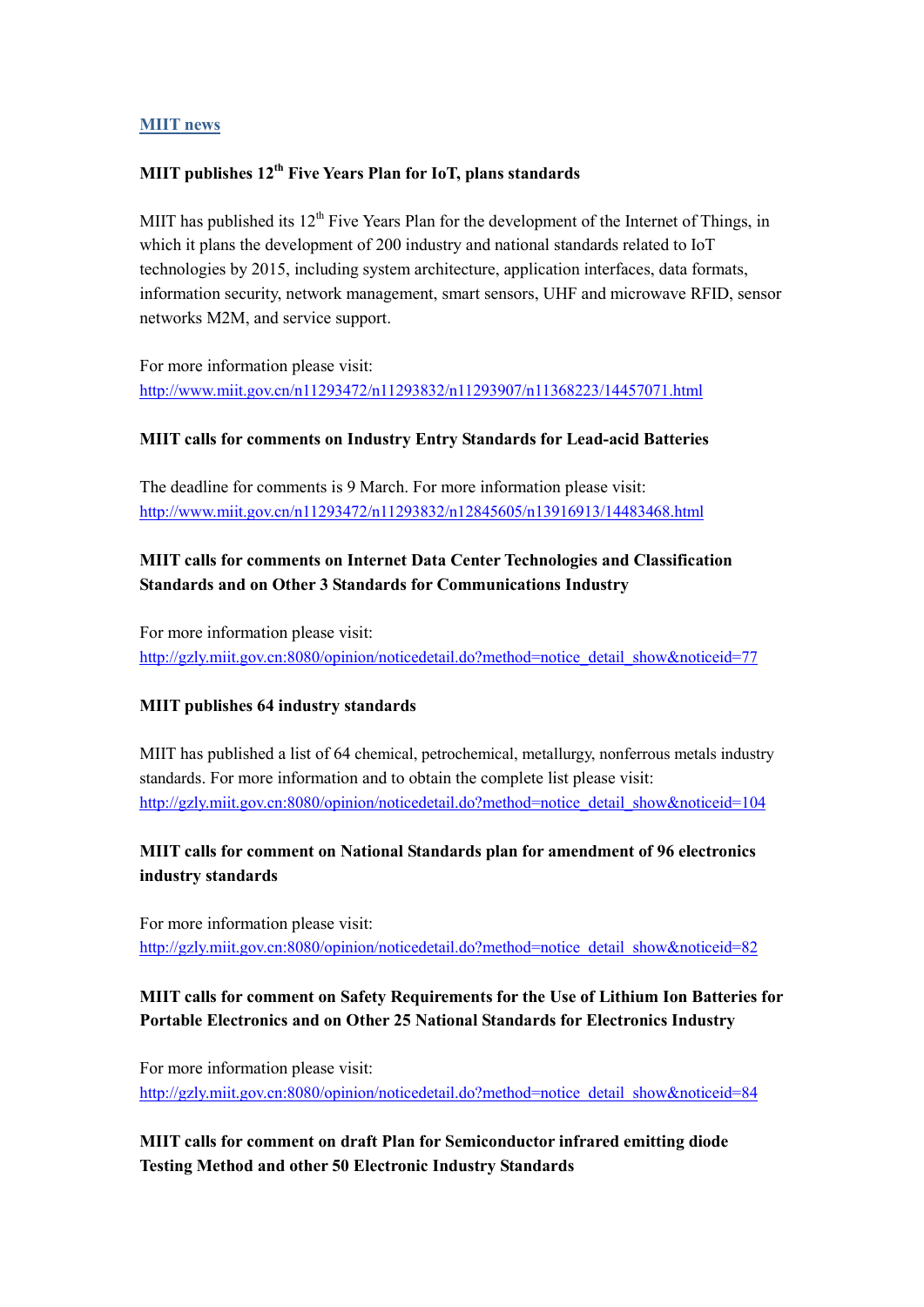## MIIT news

### MIIT publishes 12th Five Years Plan for IoT, plans standards

MIIT has published its 12th Five Years Plan for the development of the Internet of Things, in which it plans the development of 200 industry and national standards related to IoT technologies by 2015, including system architecture, application interfaces, data formats, information security, network management, smart sensors, UHF and microwave RFID, sensor networks M2M, and service support.

For more information please visit:
http://www.miit.gov.cn/n11293472/n11293832/n11293907/n11368223/14457071.html

### MIIT calls for comments on Industry Entry Standards for Lead-acid Batteries

The deadline for comments is 9 March. For more information please visit:
http://www.miit.gov.cn/n11293472/n11293832/n12845605/n13916913/14483468.html

### MIIT calls for comments on Internet Data Center Technologies and Classification Standards and on Other 3 Standards for Communications Industry

For more information please visit:
http://gzly.miit.gov.cn:8080/opinion/noticedetail.do?method=notice_detail_show&noticeid=77

### MIIT publishes 64 industry standards

MIIT has published a list of 64 chemical, petrochemical, metallurgy, nonferrous metals industry standards. For more information and to obtain the complete list please visit:
http://gzly.miit.gov.cn:8080/opinion/noticedetail.do?method=notice_detail_show&noticeid=104

### MIIT calls for comment on National Standards plan for amendment of 96 electronics industry standards

For more information please visit:
http://gzly.miit.gov.cn:8080/opinion/noticedetail.do?method=notice_detail_show&noticeid=82

### MIIT calls for comment on Safety Requirements for the Use of Lithium Ion Batteries for Portable Electronics and on Other 25 National Standards for Electronics Industry

For more information please visit:
http://gzly.miit.gov.cn:8080/opinion/noticedetail.do?method=notice_detail_show&noticeid=84

### MIIT calls for comment on draft Plan for Semiconductor infrared emitting diode Testing Method and other 50 Electronic Industry Standards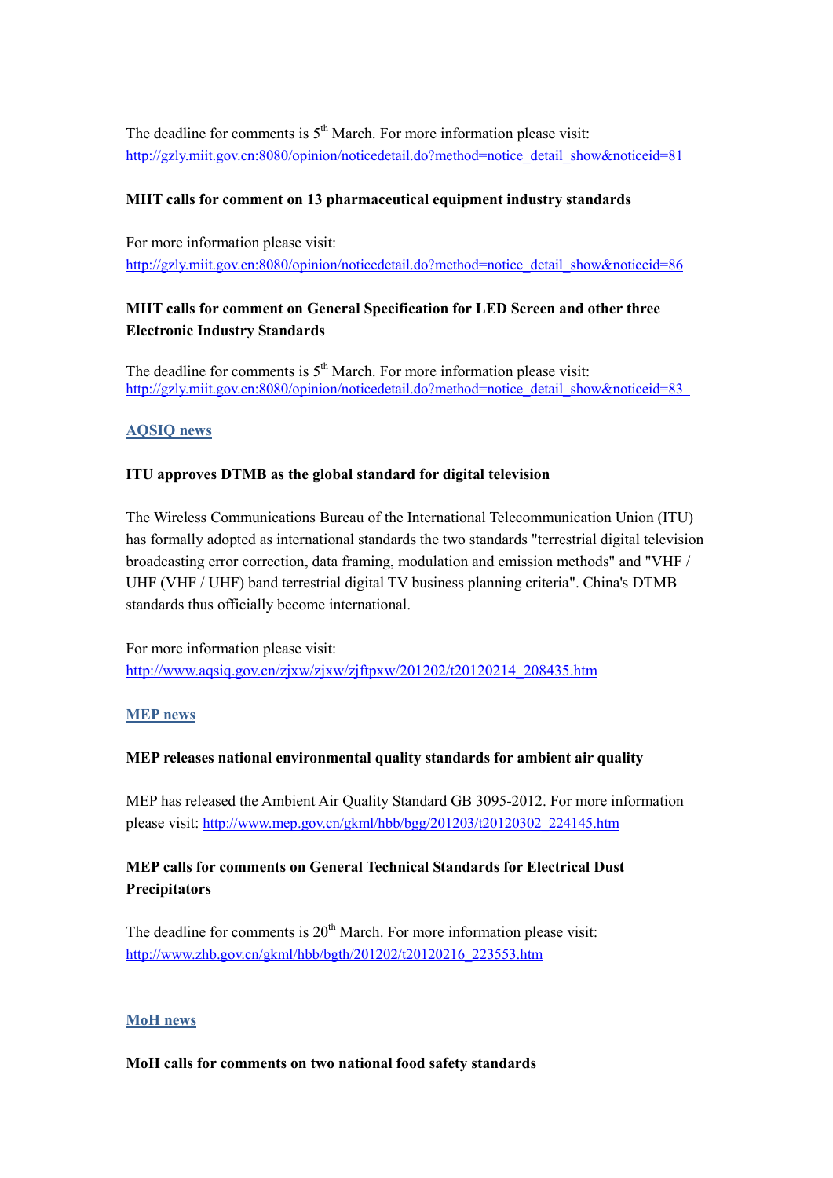The deadline for comments is 5th March. For more information please visit: http://gzly.miit.gov.cn:8080/opinion/noticedetail.do?method=notice_detail_show&noticeid=81

**MIIT calls for comment on 13 pharmaceutical equipment industry standards**

For more information please visit: http://gzly.miit.gov.cn:8080/opinion/noticedetail.do?method=notice_detail_show&noticeid=86

**MIIT calls for comment on General Specification for LED Screen and other three Electronic Industry Standards**

The deadline for comments is 5th March. For more information please visit: http://gzly.miit.gov.cn:8080/opinion/noticedetail.do?method=notice_detail_show&noticeid=83

## AQSIQ news

**ITU approves DTMB as the global standard for digital television**

The Wireless Communications Bureau of the International Telecommunication Union (ITU) has formally adopted as international standards the two standards "terrestrial digital television broadcasting error correction, data framing, modulation and emission methods" and "VHF / UHF (VHF / UHF) band terrestrial digital TV business planning criteria". China's DTMB standards thus officially become international.

For more information please visit: http://www.aqsiq.gov.cn/zjxw/zjxw/zjftpxw/201202/t20120214_208435.htm

## MEP news

**MEP releases national environmental quality standards for ambient air quality**

MEP has released the Ambient Air Quality Standard GB 3095-2012. For more information please visit: http://www.mep.gov.cn/gkml/hbb/bgg/201203/t20120302_224145.htm

**MEP calls for comments on General Technical Standards for Electrical Dust Precipitators**

The deadline for comments is 20th March. For more information please visit: http://www.zhb.gov.cn/gkml/hbb/bgth/201202/t20120216_223553.htm

## MoH news

**MoH calls for comments on two national food safety standards**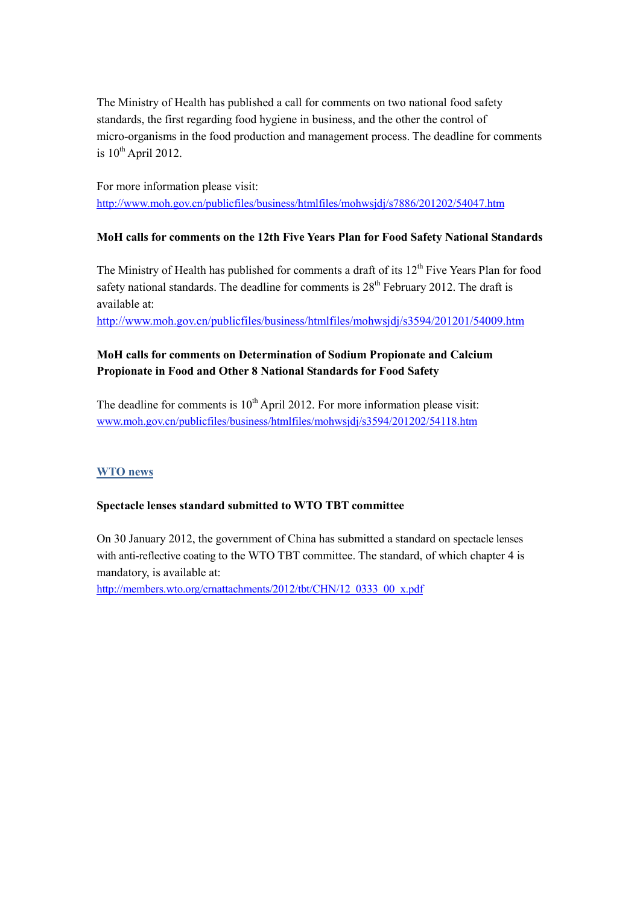The Ministry of Health has published a call for comments on two national food safety standards, the first regarding food hygiene in business, and the other the control of micro-organisms in the food production and management process. The deadline for comments is 10th April 2012.

For more information please visit:
http://www.moh.gov.cn/publicfiles/business/htmlfiles/mohwsjdj/s7886/201202/54047.htm

**MoH calls for comments on the 12th Five Years Plan for Food Safety National Standards**

The Ministry of Health has published for comments a draft of its 12th Five Years Plan for food safety national standards. The deadline for comments is 28th February 2012. The draft is available at:
http://www.moh.gov.cn/publicfiles/business/htmlfiles/mohwsjdj/s3594/201201/54009.htm

**MoH calls for comments on Determination of Sodium Propionate and Calcium Propionate in Food and Other 8 National Standards for Food Safety**

The deadline for comments is 10th April 2012. For more information please visit:
www.moh.gov.cn/publicfiles/business/htmlfiles/mohwsjdj/s3594/201202/54118.htm

## WTO news

**Spectacle lenses standard submitted to WTO TBT committee**

On 30 January 2012, the government of China has submitted a standard on spectacle lenses with anti-reflective coating to the WTO TBT committee. The standard, of which chapter 4 is mandatory, is available at:
http://members.wto.org/crnattachments/2012/tbt/CHN/12_0333_00_x.pdf